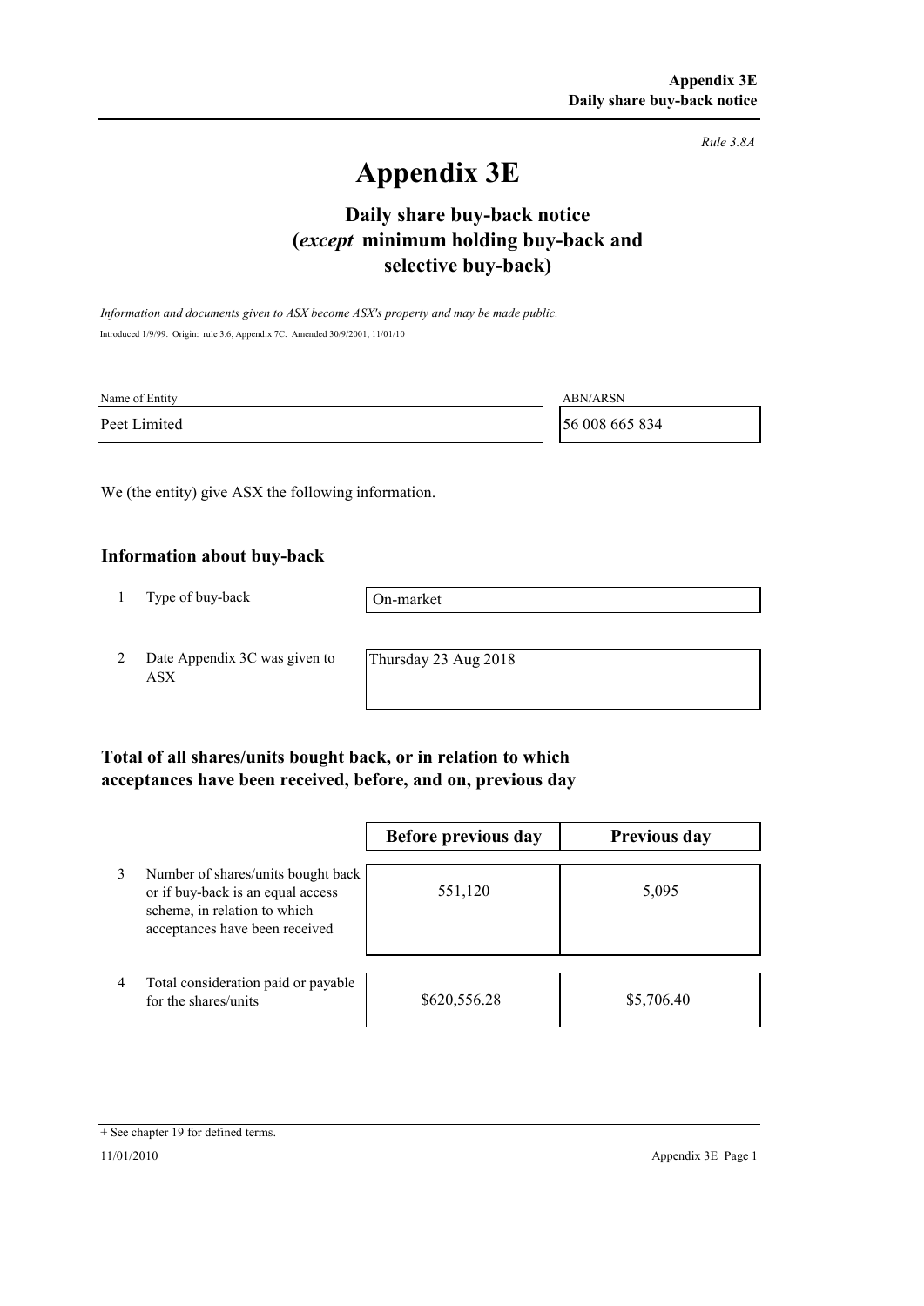*Rule 3.8A*

# Appendix 3E

## Daily share buy-back notice (*except* minimum holding buy-back and selective buy-back)

*Information and documents given to ASX become ASX's property and may be made public.*

Introduced 1/9/99. Origin: rule 3.6, Appendix 7C. Amended 30/9/2001, 11/01/10

| Name of Entity | ABN/ARSN |
|---|---|
| Peet Limited | 56 008 665 834 |

We (the entity) give ASX the following information.

### Information about buy-back

| | | |
|---|---|---|
| 1 | Type of buy-back | On-market |
| 2 | Date Appendix 3C was given to ASX | Thursday 23 Aug 2018 |

### Total of all shares/units bought back, or in relation to which acceptances have been received, before, and on, previous day

| | | Before previous day | Previous day |
|---|---|---|---|
| 3 | Number of shares/units bought back or if buy-back is an equal access scheme, in relation to which acceptances have been received | 551,120 | 5,095 |
| 4 | Total consideration paid or payable for the shares/units | $620,556.28 | $5,706.40 |

+ See chapter 19 for defined terms.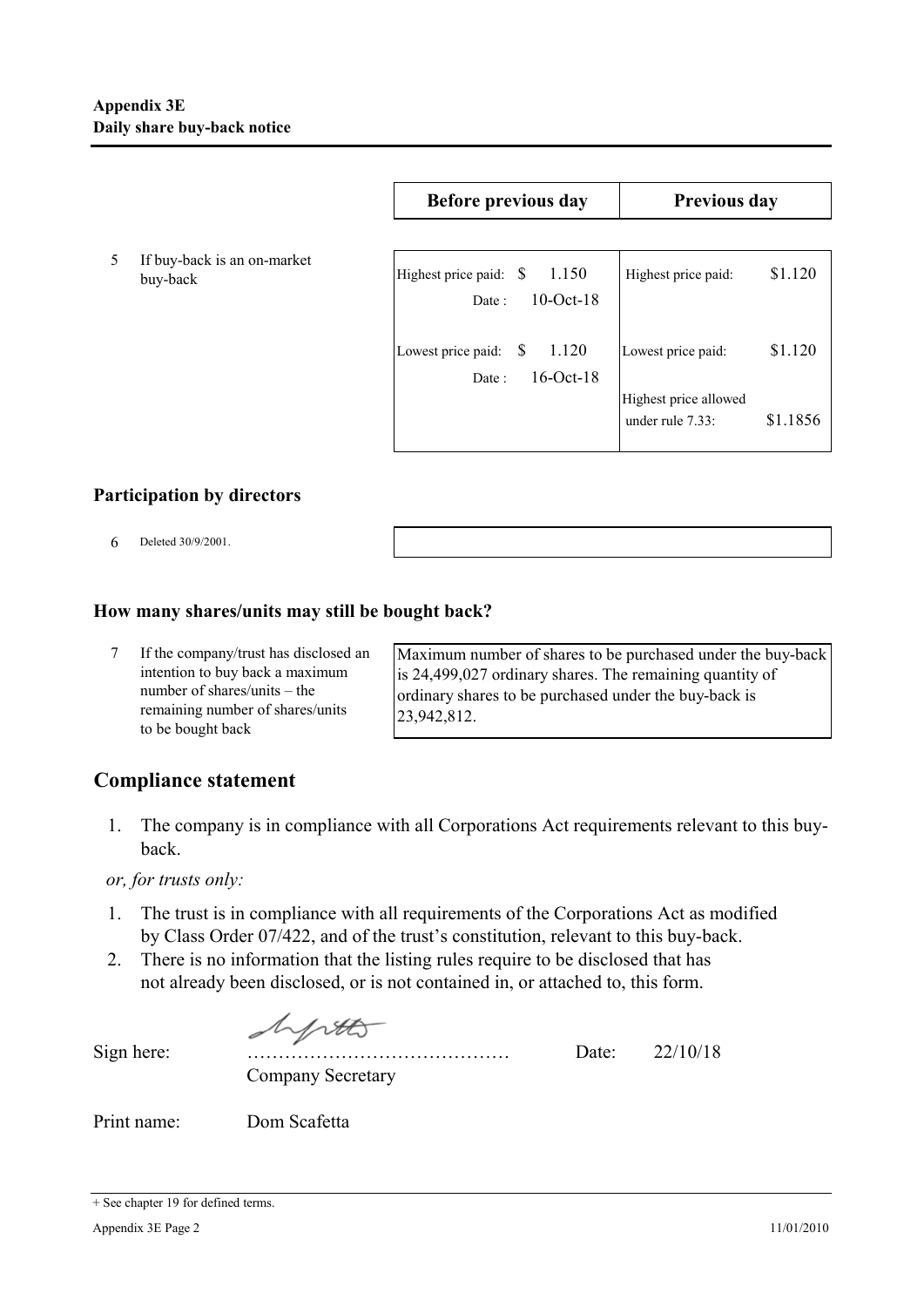**Appendix 3E**
**Daily share buy-back notice**

| | | Before previous day | Previous day |
|---|---|---|---|
| 5 | If buy-back is an on-market buy-back | Highest price paid: $ 1.150 Date : 10-Oct-18 | Highest price paid: $1.120 |
| | | Lowest price paid: $ 1.120 Date : 16-Oct-18 | Lowest price paid: $1.120 |
| | | | Highest price allowed under rule 7.33: $1.1856 |

## Participation by directors

| | | |
|---|---|---|
| 6 | Deleted 30/9/2001. | |

## How many shares/units may still be bought back?

| | | |
|---|---|---|
| 7 | If the company/trust has disclosed an intention to buy back a maximum number of shares/units – the remaining number of shares/units to be bought back | Maximum number of shares to be purchased under the buy-back is 24,499,027 ordinary shares. The remaining quantity of ordinary shares to be purchased under the buy-back is 23,942,812. |

## Compliance statement

1. The company is in compliance with all Corporations Act requirements relevant to this buy-back.

*or, for trusts only:*

1. The trust is in compliance with all requirements of the Corporations Act as modified by Class Order 07/422, and of the trust's constitution, relevant to this buy-back.
2. There is no information that the listing rules require to be disclosed that has not already been disclosed, or is not contained in, or attached to, this form.

Sign here: …………………………………… Date: 22/10/18
Company Secretary

Print name: Dom Scafetta

+ See chapter 19 for defined terms.